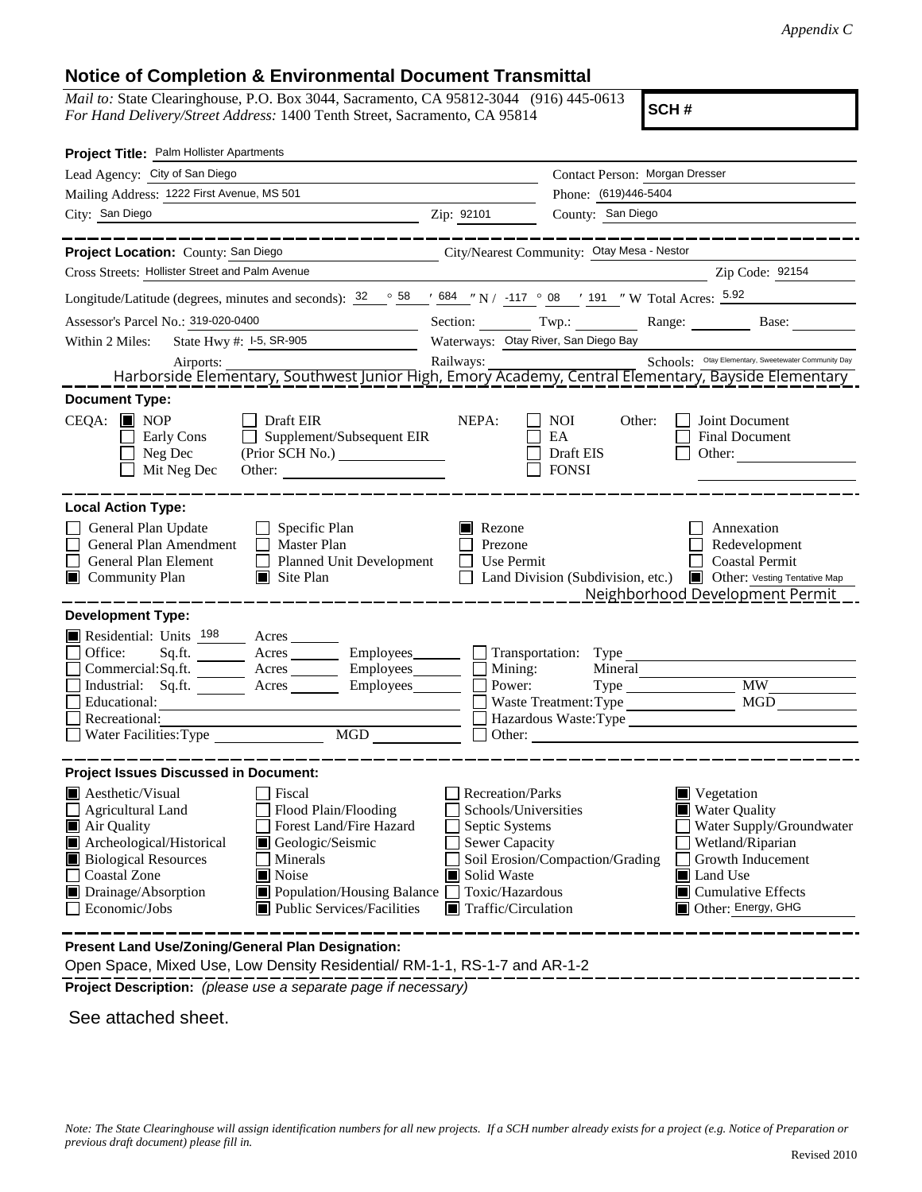*Appendix C*

## Notice of Completion & Environmental Document Transmittal

*Mail to:* State Clearinghouse, P.O. Box 3044, Sacramento, CA 95812-3044 (916) 445-0613
*For Hand Delivery/Street Address:* 1400 Tenth Street, Sacramento, CA 95814

**SCH #**

**Project Title:** Palm Hollister Apartments

Lead Agency: City of San Diego
Contact Person: Morgan Dresser
Mailing Address: 1222 First Avenue, MS 501
Phone: (619)446-5404
City: San Diego
Zip: 92101
County: San Diego

**Project Location:** County: San Diego
City/Nearest Community: Otay Mesa - Nestor
Cross Streets: Hollister Street and Palm Avenue
Zip Code: 92154

Longitude/Latitude (degrees, minutes and seconds): 32 ° 58 ′ 684 ″ N / -117 ° 08 ′ 191 ″ W Total Acres: 5.92

Assessor's Parcel No.: 319-020-0400
Section: Twp.: Range: Base:

Within 2 Miles: State Hwy #: I-5, SR-905
Waterways: Otay River, San Diego Bay
Airports:
Railways:
Schools: Otay Elementary, Sweetewater Community Day Harborside Elementary, Southwest Junior High, Emory Academy, Central Elementary, Bayside Elementary

**Document Type:**

CEQA: ☒ NOP ☐ Early Cons ☐ Neg Dec ☐ Mit Neg Dec ☐ Draft EIR ☐ Supplement/Subsequent EIR (Prior SCH No.) ______ Other: ______

NEPA: ☐ NOI ☐ EA ☐ Draft EIS ☐ FONSI

Other: ☐ Joint Document ☐ Final Document ☐ Other: ______

**Local Action Type:**

- ☐ General Plan Update
- ☐ General Plan Amendment
- ☐ General Plan Element
- ☒ Community Plan
- ☐ Specific Plan
- ☐ Master Plan
- ☐ Planned Unit Development
- ☒ Site Plan
- ☒ Rezone
- ☐ Prezone
- ☐ Use Permit
- ☐ Land Division (Subdivision, etc.)
- ☐ Annexation
- ☐ Redevelopment
- ☐ Coastal Permit
- ☒ Other: Vesting Tentative Map, Neighborhood Development Permit

**Development Type:**

- ☒ Residential: Units 198 Acres ______
- ☐ Office: Sq.ft. ______ Acres ______ Employees ______
- ☐ Commercial: Sq.ft. ______ Acres ______ Employees ______
- ☐ Industrial: Sq.ft. ______ Acres ______ Employees ______
- ☐ Educational: ______
- ☐ Recreational: ______
- ☐ Water Facilities: Type ______ MGD ______
- ☐ Transportation: Type ______
- ☐ Mining: Mineral ______
- ☐ Power: Type ______ MW ______
- ☐ Waste Treatment: Type ______ MGD ______
- ☐ Hazardous Waste: Type ______
- ☐ Other: ______

**Project Issues Discussed in Document:**

- ☒ Aesthetic/Visual
- ☐ Agricultural Land
- ☒ Air Quality
- ☒ Archeological/Historical
- ☒ Biological Resources
- ☐ Coastal Zone
- ☒ Drainage/Absorption
- ☐ Economic/Jobs
- ☐ Fiscal
- ☐ Flood Plain/Flooding
- ☐ Forest Land/Fire Hazard
- ☒ Geologic/Seismic
- ☐ Minerals
- ☒ Noise
- ☒ Population/Housing Balance
- ☒ Public Services/Facilities
- ☐ Recreation/Parks
- ☐ Schools/Universities
- ☐ Septic Systems
- ☐ Sewer Capacity
- ☐ Soil Erosion/Compaction/Grading
- ☒ Solid Waste
- ☐ Toxic/Hazardous
- ☒ Traffic/Circulation
- ☒ Vegetation
- ☒ Water Quality
- ☐ Water Supply/Groundwater
- ☐ Wetland/Riparian
- ☐ Growth Inducement
- ☒ Land Use
- ☒ Cumulative Effects
- ☒ Other: Energy, GHG

**Present Land Use/Zoning/General Plan Designation:**

Open Space, Mixed Use, Low Density Residential/ RM-1-1, RS-1-7 and AR-1-2

**Project Description:** *(please use a separate page if necessary)*

See attached sheet.

*Note: The State Clearinghouse will assign identification numbers for all new projects. If a SCH number already exists for a project (e.g. Notice of Preparation or previous draft document) please fill in.*

Revised 2010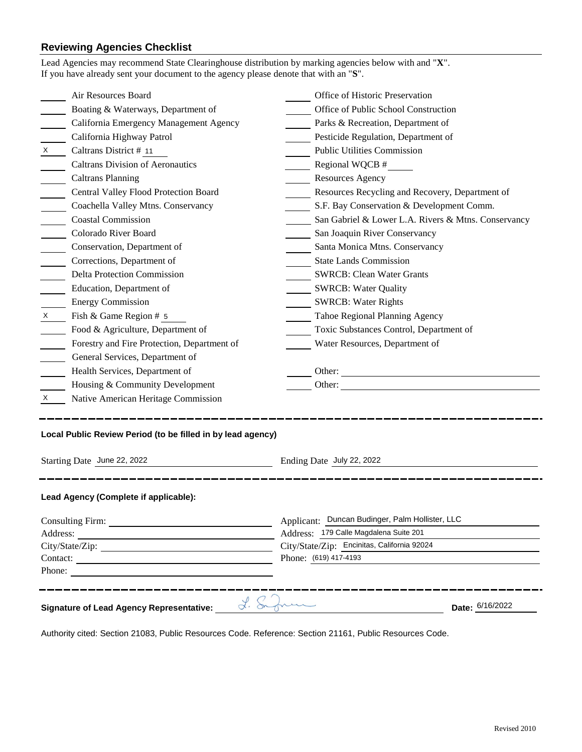## Reviewing Agencies Checklist

Lead Agencies may recommend State Clearinghouse distribution by marking agencies below with and "**X**".
If you have already sent your document to the agency please denote that with an "**S**".

| | Agency | | Agency |
|---|---|---|---|
| | Air Resources Board | | Office of Historic Preservation |
| | Boating & Waterways, Department of | | Office of Public School Construction |
| | California Emergency Management Agency | | Parks & Recreation, Department of |
| | California Highway Patrol | | Pesticide Regulation, Department of |
| X | Caltrans District # 11 | | Public Utilities Commission |
| | Caltrans Division of Aeronautics | | Regional WQCB # |
| | Caltrans Planning | | Resources Agency |
| | Central Valley Flood Protection Board | | Resources Recycling and Recovery, Department of |
| | Coachella Valley Mtns. Conservancy | | S.F. Bay Conservation & Development Comm. |
| | Coastal Commission | | San Gabriel & Lower L.A. Rivers & Mtns. Conservancy |
| | Colorado River Board | | San Joaquin River Conservancy |
| | Conservation, Department of | | Santa Monica Mtns. Conservancy |
| | Corrections, Department of | | State Lands Commission |
| | Delta Protection Commission | | SWRCB: Clean Water Grants |
| | Education, Department of | | SWRCB: Water Quality |
| | Energy Commission | | SWRCB: Water Rights |
| X | Fish & Game Region # 5 | | Tahoe Regional Planning Agency |
| | Food & Agriculture, Department of | | Toxic Substances Control, Department of |
| | Forestry and Fire Protection, Department of | | Water Resources, Department of |
| | General Services, Department of | | |
| | Health Services, Department of | | Other: |
| | Housing & Community Development | | Other: |
| X | Native American Heritage Commission | | |

---

**Local Public Review Period (to be filled in by lead agency)**

Starting Date June 22, 2022    Ending Date July 22, 2022

---

**Lead Agency (Complete if applicable):**

| | |
|---|---|
| Consulting Firm: | Applicant: Duncan Budinger, Palm Hollister, LLC |
| Address: | Address: 179 Calle Magdalena Suite 201 |
| City/State/Zip: | City/State/Zip: Encinitas, California 92024 |
| Contact: | Phone: (619) 417-4193 |
| Phone: | |

---

**Signature of Lead Agency Representative:** L. Sn[signature]    **Date:** 6/16/2022

Authority cited: Section 21083, Public Resources Code. Reference: Section 21161, Public Resources Code.

Revised 2010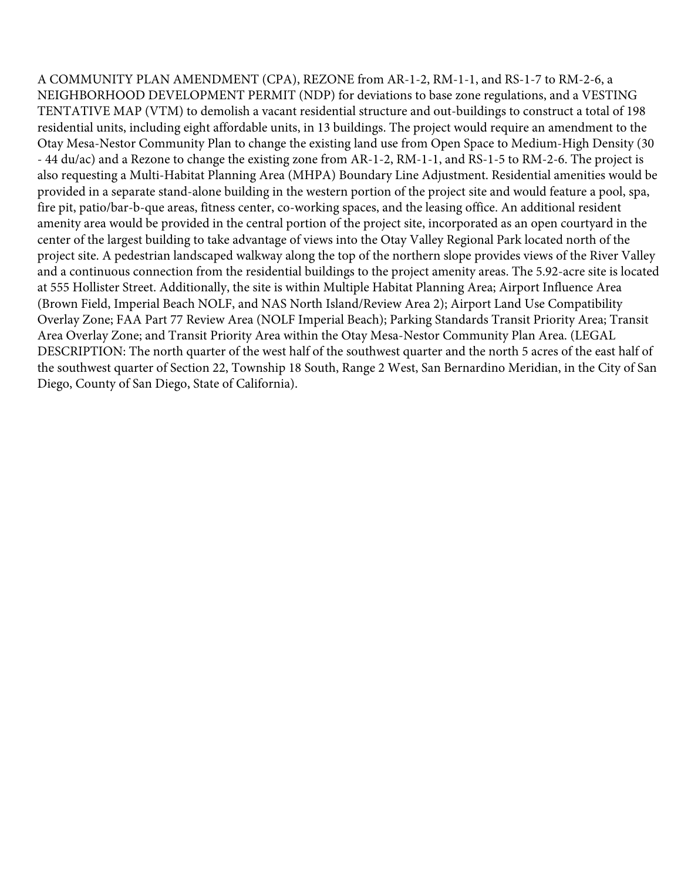A COMMUNITY PLAN AMENDMENT (CPA), REZONE from AR-1-2, RM-1-1, and RS-1-7 to RM-2-6, a NEIGHBORHOOD DEVELOPMENT PERMIT (NDP) for deviations to base zone regulations, and a VESTING TENTATIVE MAP (VTM) to demolish a vacant residential structure and out-buildings to construct a total of 198 residential units, including eight affordable units, in 13 buildings. The project would require an amendment to the Otay Mesa-Nestor Community Plan to change the existing land use from Open Space to Medium-High Density (30 - 44 du/ac) and a Rezone to change the existing zone from AR-1-2, RM-1-1, and RS-1-5 to RM-2-6. The project is also requesting a Multi-Habitat Planning Area (MHPA) Boundary Line Adjustment. Residential amenities would be provided in a separate stand-alone building in the western portion of the project site and would feature a pool, spa, fire pit, patio/bar-b-que areas, fitness center, co-working spaces, and the leasing office. An additional resident amenity area would be provided in the central portion of the project site, incorporated as an open courtyard in the center of the largest building to take advantage of views into the Otay Valley Regional Park located north of the project site. A pedestrian landscaped walkway along the top of the northern slope provides views of the River Valley and a continuous connection from the residential buildings to the project amenity areas. The 5.92-acre site is located at 555 Hollister Street. Additionally, the site is within Multiple Habitat Planning Area; Airport Influence Area (Brown Field, Imperial Beach NOLF, and NAS North Island/Review Area 2); Airport Land Use Compatibility Overlay Zone; FAA Part 77 Review Area (NOLF Imperial Beach); Parking Standards Transit Priority Area; Transit Area Overlay Zone; and Transit Priority Area within the Otay Mesa-Nestor Community Plan Area. (LEGAL DESCRIPTION: The north quarter of the west half of the southwest quarter and the north 5 acres of the east half of the southwest quarter of Section 22, Township 18 South, Range 2 West, San Bernardino Meridian, in the City of San Diego, County of San Diego, State of California).